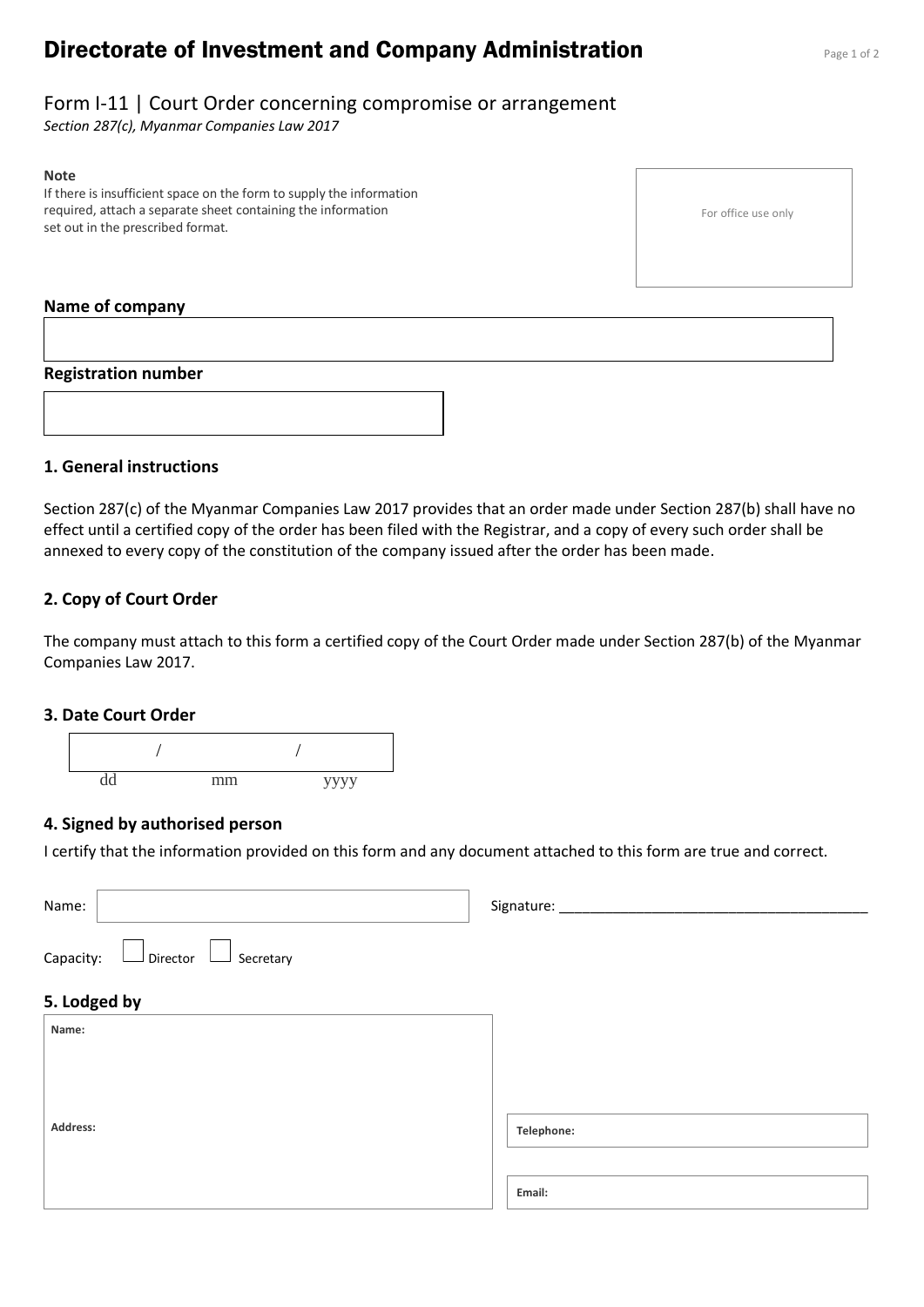# Directorate of Investment and Company Administration

## Form I-11 | Court Order concerning compromise or arrangement

*Section 287(c), Myanmar Companies Law 2017*

**Note**
If there is insufficient space on the form to supply the information required, attach a separate sheet containing the information set out in the prescribed format.

For office use only

**Name of company**

**Registration number**

### 1. General instructions

Section 287(c) of the Myanmar Companies Law 2017 provides that an order made under Section 287(b) shall have no effect until a certified copy of the order has been filed with the Registrar, and a copy of every such order shall be annexed to every copy of the constitution of the company issued after the order has been made.

### 2. Copy of Court Order

The company must attach to this form a certified copy of the Court Order made under Section 287(b) of the Myanmar Companies Law 2017.

### 3. Date Court Order

/ /
dd mm yyyy

### 4. Signed by authorised person

I certify that the information provided on this form and any document attached to this form are true and correct.

Name:

Signature: _______________________________________

Capacity: ☐ Director ☐ Secretary

### 5. Lodged by

**Name:**

**Address:**

**Telephone:**

**Email:**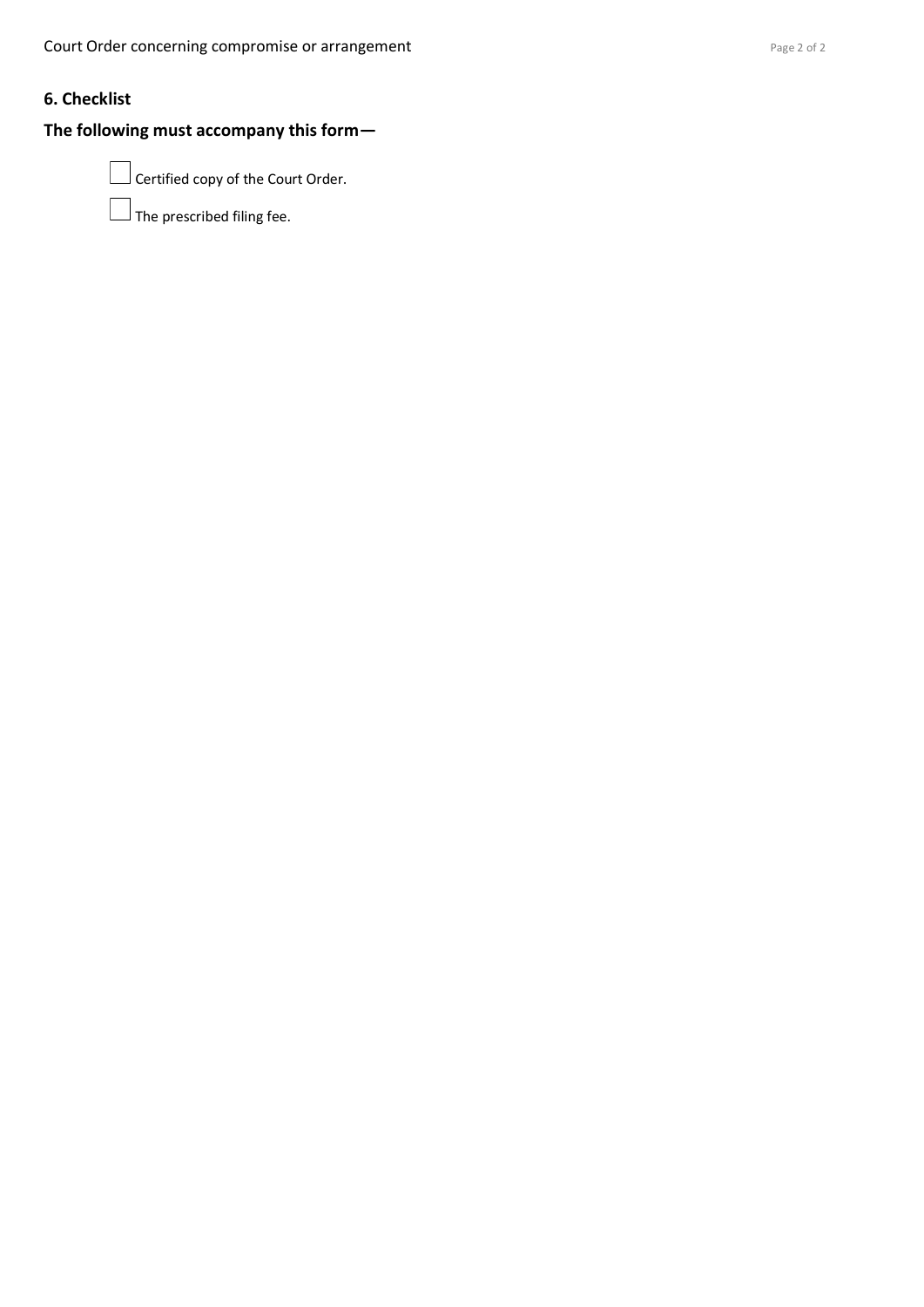## 6. Checklist

## The following must accompany this form—

- ☐ Certified copy of the Court Order.
- ☐ The prescribed filing fee.